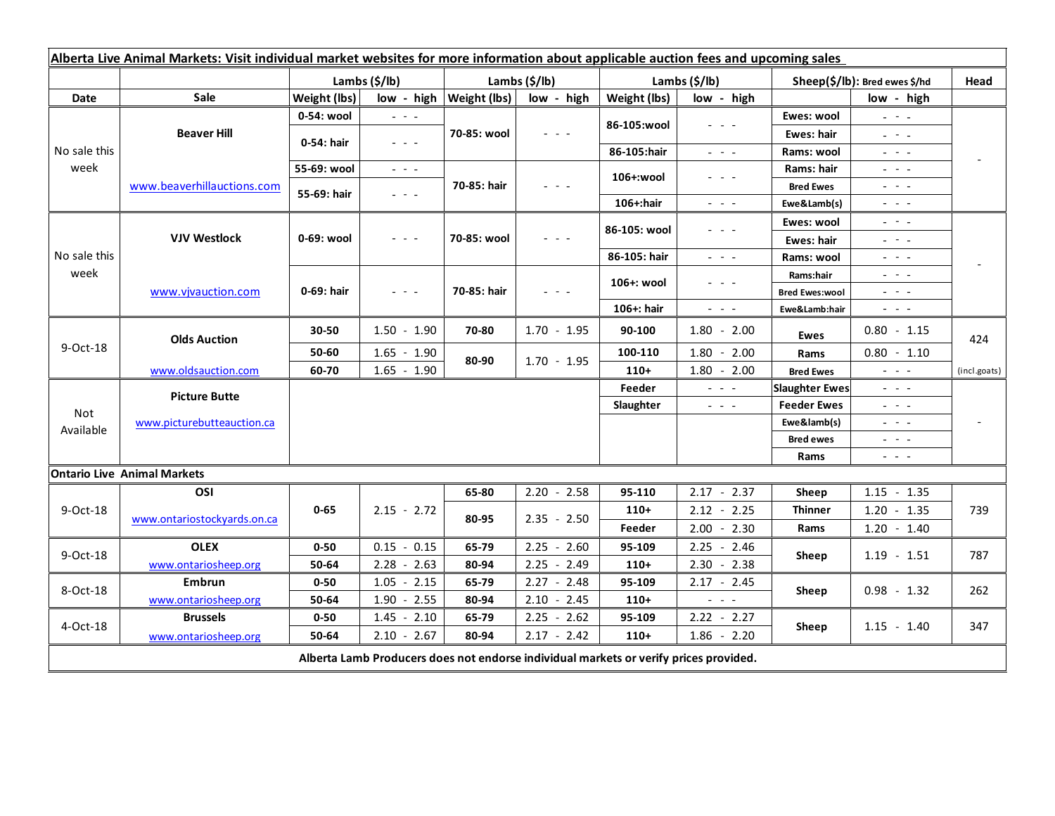**Alberta Live Animal Markets: Visit individual market websites for more information about applicable auction fees and upcoming sales**

| Date | Sale | Lambs ($/lb) | | Lambs ($/lb) | | Lambs ($/lb) | | Sheep($/lb): Bred ewes $/hd | | Head |
|---|---|---|---|---|---|---|---|---|---|---|
| | | Weight (lbs) | low - high | Weight (lbs) | low - high | Weight (lbs) | low - high | | low - high | |
| No sale this week | Beaver Hill | 0-54: wool | - - - | 70-85: wool | - - - | 86-105:wool | - - - | Ewes: wool | - - - | - |
| | | 0-54: hair | - - - | | | | | Ewes: hair | - - - | |
| | | | | | | 86-105:hair | - - - | Rams: wool | - - - | |
| | www.beaverhillauctions.com | 55-69: wool | - - - | 70-85: hair | - - - | 106+:wool | - - - | Rams: hair | - - - | |
| | | 55-69: hair | - - - | | | | | Bred Ewes | - - - | |
| | | | | | | 106+:hair | - - - | Ewe&Lamb(s) | - - - | |
| No sale this week | VJV Westlock | 0-69: wool | - - - | 70-85: wool | - - - | 86-105: wool | - - - | Ewes: wool | - - - | - |
| | | | | | | | | Ewes: hair | - - - | |
| | | | | | | 86-105: hair | - - - | Rams: wool | - - - | |
| | www.vjvauction.com | 0-69: hair | - - - | 70-85: hair | - - - | 106+: wool | - - - | Rams:hair | - - - | |
| | | | | | | | | Bred Ewes:wool | - - - | |
| | | | | | | 106+: hair | - - - | Ewe&Lamb:hair | - - - | |
| 9-Oct-18 | Olds Auction | 30-50 | 1.50 - 1.90 | 70-80 | 1.70 - 1.95 | 90-100 | 1.80 - 2.00 | Ewes | 0.80 - 1.15 | 424 |
| | | 50-60 | 1.65 - 1.90 | 80-90 | 1.70 - 1.95 | 100-110 | 1.80 - 2.00 | Rams | 0.80 - 1.10 | |
| | www.oldsauction.com | 60-70 | 1.65 - 1.90 | | | 110+ | 1.80 - 2.00 | Bred Ewes | - - - | (incl.goats) |
| Not Available | Picture Butte | | | | | Feeder | - - - | Slaughter Ewes | - - - | - |
| | www.picturebutteauction.ca | | | | | Slaughter | - - - | Feeder Ewes | - - - | |
| | | | | | | | | Ewe&lamb(s) | - - - | |
| | | | | | | | | Bred ewes | - - - | |
| | | | | | | | | Rams | - - - | |
| **Ontario Live Animal Markets** | | | | | | | | | | |
| 9-Oct-18 | OSI | 0-65 | 2.15 - 2.72 | 65-80 | 2.20 - 2.58 | 95-110 | 2.17 - 2.37 | Sheep | 1.15 - 1.35 | 739 |
| | www.ontariostockyards.on.ca | | | 80-95 | 2.35 - 2.50 | 110+ | 2.12 - 2.25 | Thinner | 1.20 - 1.35 | |
| | | | | | | Feeder | 2.00 - 2.30 | Rams | 1.20 - 1.40 | |
| 9-Oct-18 | OLEX | 0-50 | 0.15 - 0.15 | 65-79 | 2.25 - 2.60 | 95-109 | 2.25 - 2.46 | Sheep | 1.19 - 1.51 | 787 |
| | www.ontariosheep.org | 50-64 | 2.28 - 2.63 | 80-94 | 2.25 - 2.49 | 110+ | 2.30 - 2.38 | | | |
| 8-Oct-18 | Embrun | 0-50 | 1.05 - 2.15 | 65-79 | 2.27 - 2.48 | 95-109 | 2.17 - 2.45 | Sheep | 0.98 - 1.32 | 262 |
| | www.ontariosheep.org | 50-64 | 1.90 - 2.55 | 80-94 | 2.10 - 2.45 | 110+ | - - - | | | |
| 4-Oct-18 | Brussels | 0-50 | 1.45 - 2.10 | 65-79 | 2.25 - 2.62 | 95-109 | 2.22 - 2.27 | Sheep | 1.15 - 1.40 | 347 |
| | www.ontariosheep.org | 50-64 | 2.10 - 2.67 | 80-94 | 2.17 - 2.42 | 110+ | 1.86 - 2.20 | | | |

**Alberta Lamb Producers does not endorse individual markets or verify prices provided.**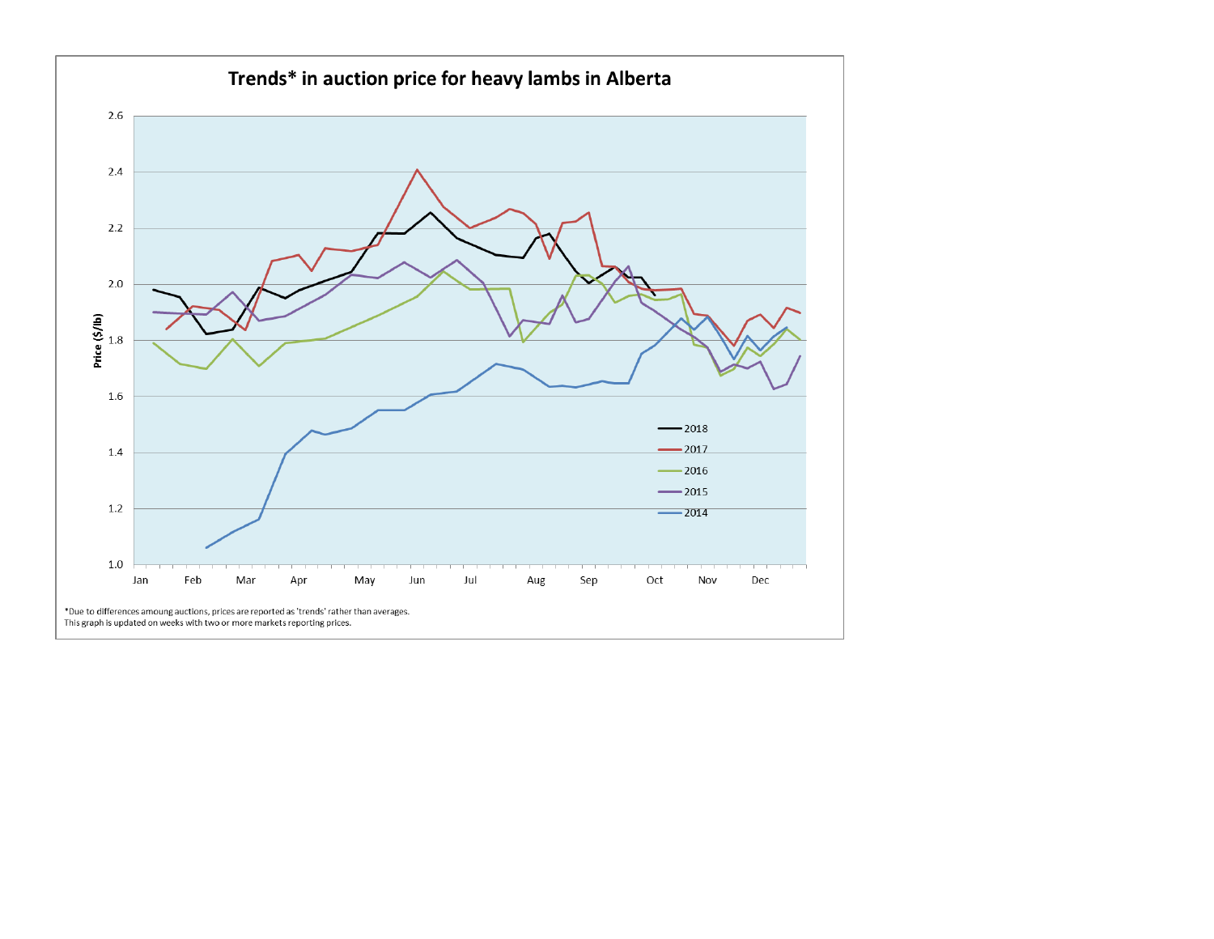## Trends* in auction price for heavy lambs in Alberta

Price ($/lb)

2.6
2.4
2.2
2.0
1.8
1.6
1.4
1.2
1.0

Jan Feb Mar Apr May Jun Jul Aug Sep Oct Nov Dec

2018
2017
2016
2015
2014

*Due to differences amoung auctions, prices are reported as 'trends' rather than averages.
This graph is updated on weeks with two or more markets reporting prices.